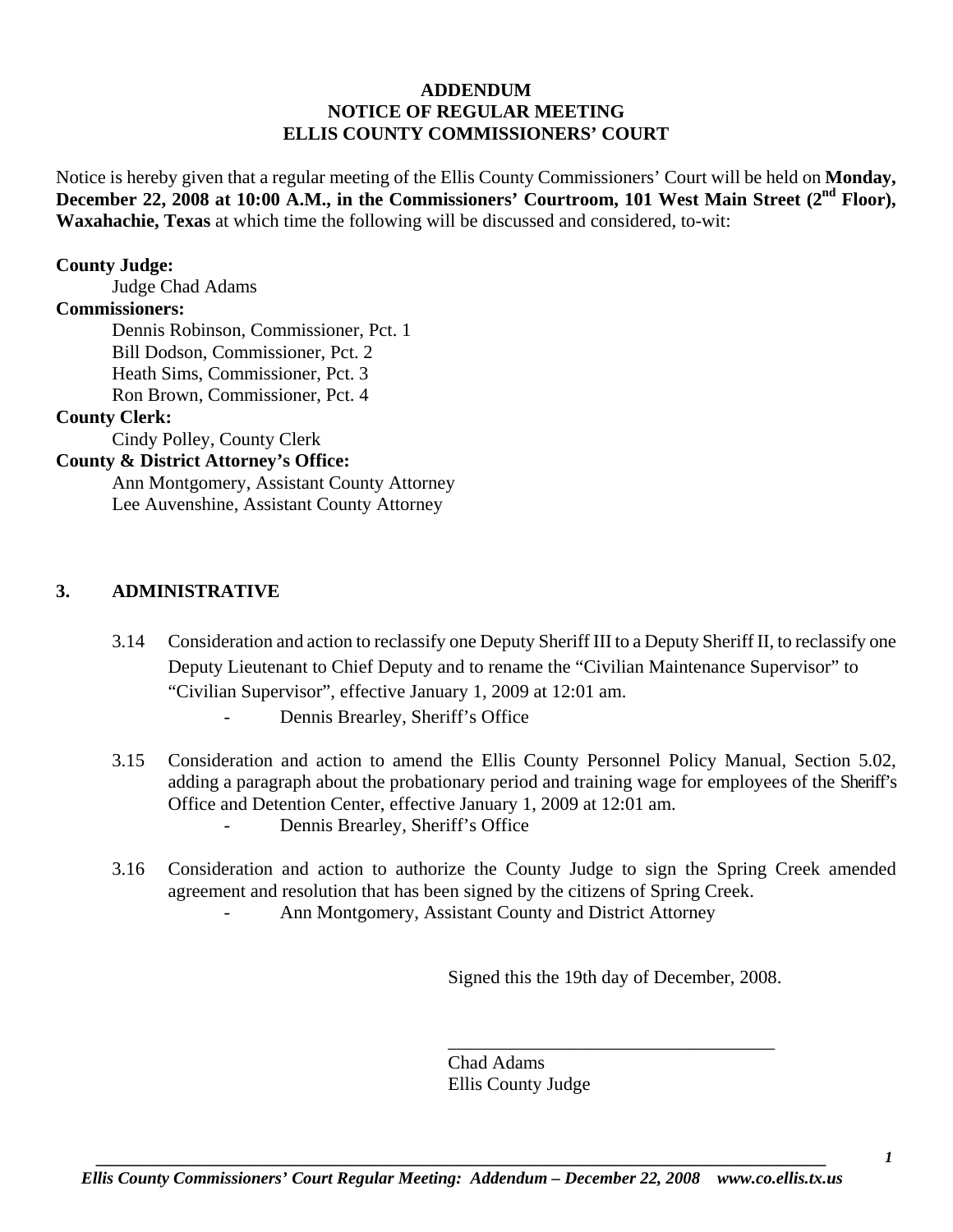**ADDENDUM**
**NOTICE OF REGULAR MEETING**
**ELLIS COUNTY COMMISSIONERS' COURT**

Notice is hereby given that a regular meeting of the Ellis County Commissioners' Court will be held on **Monday, December 22, 2008 at 10:00 A.M., in the Commissioners' Courtroom, 101 West Main Street (2nd Floor), Waxahachie, Texas** at which time the following will be discussed and considered, to-wit:

**County Judge:**
Judge Chad Adams

**Commissioners:**
Dennis Robinson, Commissioner, Pct. 1
Bill Dodson, Commissioner, Pct. 2
Heath Sims, Commissioner, Pct. 3
Ron Brown, Commissioner, Pct. 4

**County Clerk:**
Cindy Polley, County Clerk

**County & District Attorney's Office:**
Ann Montgomery, Assistant County Attorney
Lee Auvenshine, Assistant County Attorney

## 3. ADMINISTRATIVE

3.14 Consideration and action to reclassify one Deputy Sheriff III to a Deputy Sheriff II, to reclassify one Deputy Lieutenant to Chief Deputy and to rename the "Civilian Maintenance Supervisor" to "Civilian Supervisor", effective January 1, 2009 at 12:01 am.
- Dennis Brearley, Sheriff's Office

3.15 Consideration and action to amend the Ellis County Personnel Policy Manual, Section 5.02, adding a paragraph about the probationary period and training wage for employees of the Sheriff's Office and Detention Center, effective January 1, 2009 at 12:01 am.
- Dennis Brearley, Sheriff's Office

3.16 Consideration and action to authorize the County Judge to sign the Spring Creek amended agreement and resolution that has been signed by the citizens of Spring Creek.
- Ann Montgomery, Assistant County and District Attorney

Signed this the 19th day of December, 2008.

\_\_\_\_\_\_\_\_\_\_\_\_\_\_\_\_\_\_\_\_\_\_\_\_\_\_\_\_\_\_\_\_\_\_\_
Chad Adams
Ellis County Judge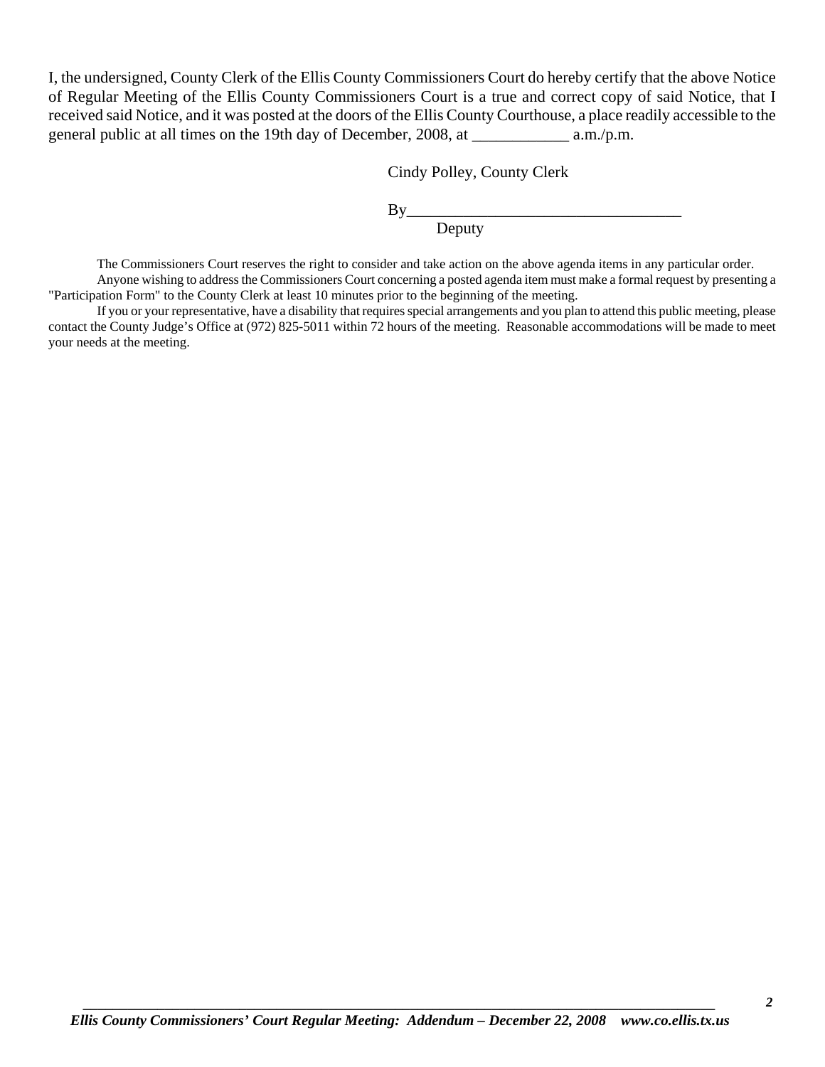I, the undersigned, County Clerk of the Ellis County Commissioners Court do hereby certify that the above Notice of Regular Meeting of the Ellis County Commissioners Court is a true and correct copy of said Notice, that I received said Notice, and it was posted at the doors of the Ellis County Courthouse, a place readily accessible to the general public at all times on the 19th day of December, 2008, at ____________ a.m./p.m.

Cindy Polley, County Clerk

By___________________________________
Deputy

The Commissioners Court reserves the right to consider and take action on the above agenda items in any particular order.

Anyone wishing to address the Commissioners Court concerning a posted agenda item must make a formal request by presenting a "Participation Form" to the County Clerk at least 10 minutes prior to the beginning of the meeting.

If you or your representative, have a disability that requires special arrangements and you plan to attend this public meeting, please contact the County Judge's Office at (972) 825-5011 within 72 hours of the meeting. Reasonable accommodations will be made to meet your needs at the meeting.